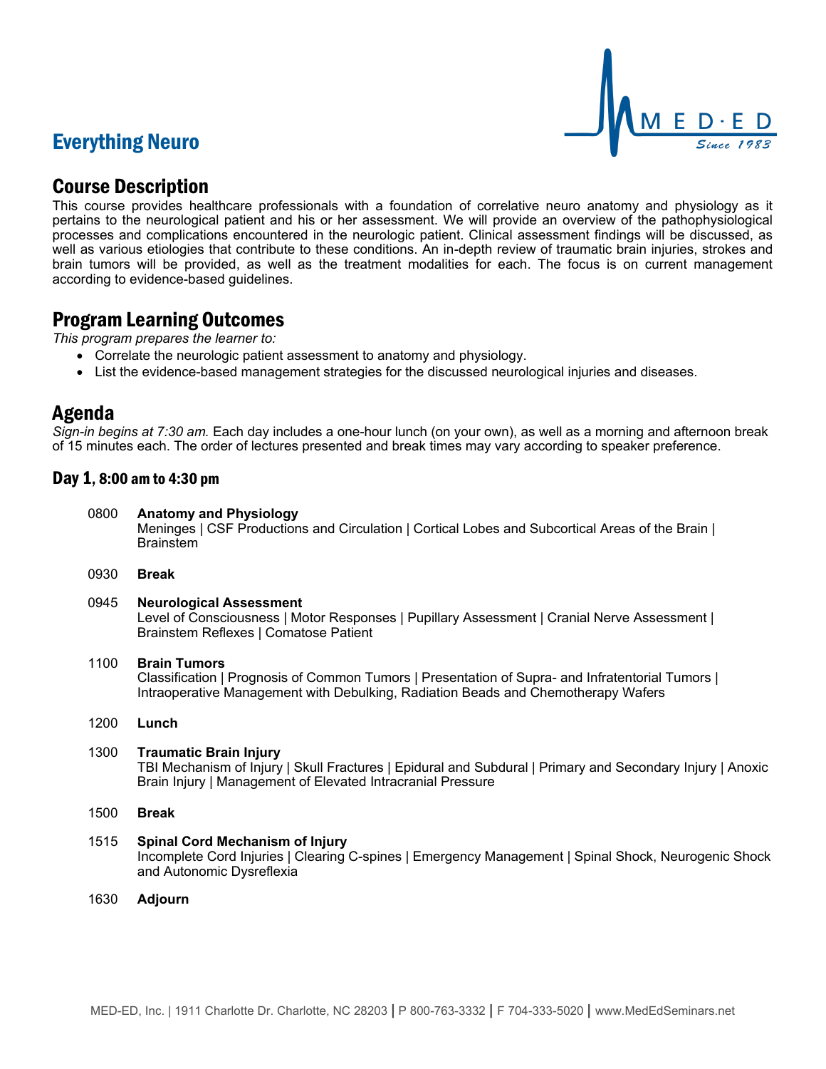# Everything Neuro

## Course Description

This course provides healthcare professionals with a foundation of correlative neuro anatomy and physiology as it pertains to the neurological patient and his or her assessment. We will provide an overview of the pathophysiological processes and complications encountered in the neurologic patient. Clinical assessment findings will be discussed, as well as various etiologies that contribute to these conditions. An in-depth review of traumatic brain injuries, strokes and brain tumors will be provided, as well as the treatment modalities for each. The focus is on current management according to evidence-based guidelines.

## Program Learning Outcomes

*This program prepares the learner to:*

- Correlate the neurologic patient assessment to anatomy and physiology.
- List the evidence-based management strategies for the discussed neurological injuries and diseases.

## Agenda

*Sign-in begins at 7:30 am.* Each day includes a one-hour lunch (on your own), as well as a morning and afternoon break of 15 minutes each. The order of lectures presented and break times may vary according to speaker preference.

### Day 1, 8:00 am to 4:30 pm

0800 **Anatomy and Physiology**
Meninges | CSF Productions and Circulation | Cortical Lobes and Subcortical Areas of the Brain | Brainstem

0930 **Break**

0945 **Neurological Assessment**
Level of Consciousness | Motor Responses | Pupillary Assessment | Cranial Nerve Assessment | Brainstem Reflexes | Comatose Patient

1100 **Brain Tumors**
Classification | Prognosis of Common Tumors | Presentation of Supra- and Infratentorial Tumors | Intraoperative Management with Debulking, Radiation Beads and Chemotherapy Wafers

1200 **Lunch**

1300 **Traumatic Brain Injury**
TBI Mechanism of Injury | Skull Fractures | Epidural and Subdural | Primary and Secondary Injury | Anoxic Brain Injury | Management of Elevated Intracranial Pressure

1500 **Break**

1515 **Spinal Cord Mechanism of Injury**
Incomplete Cord Injuries | Clearing C-spines | Emergency Management | Spinal Shock, Neurogenic Shock and Autonomic Dysreflexia

1630 **Adjourn**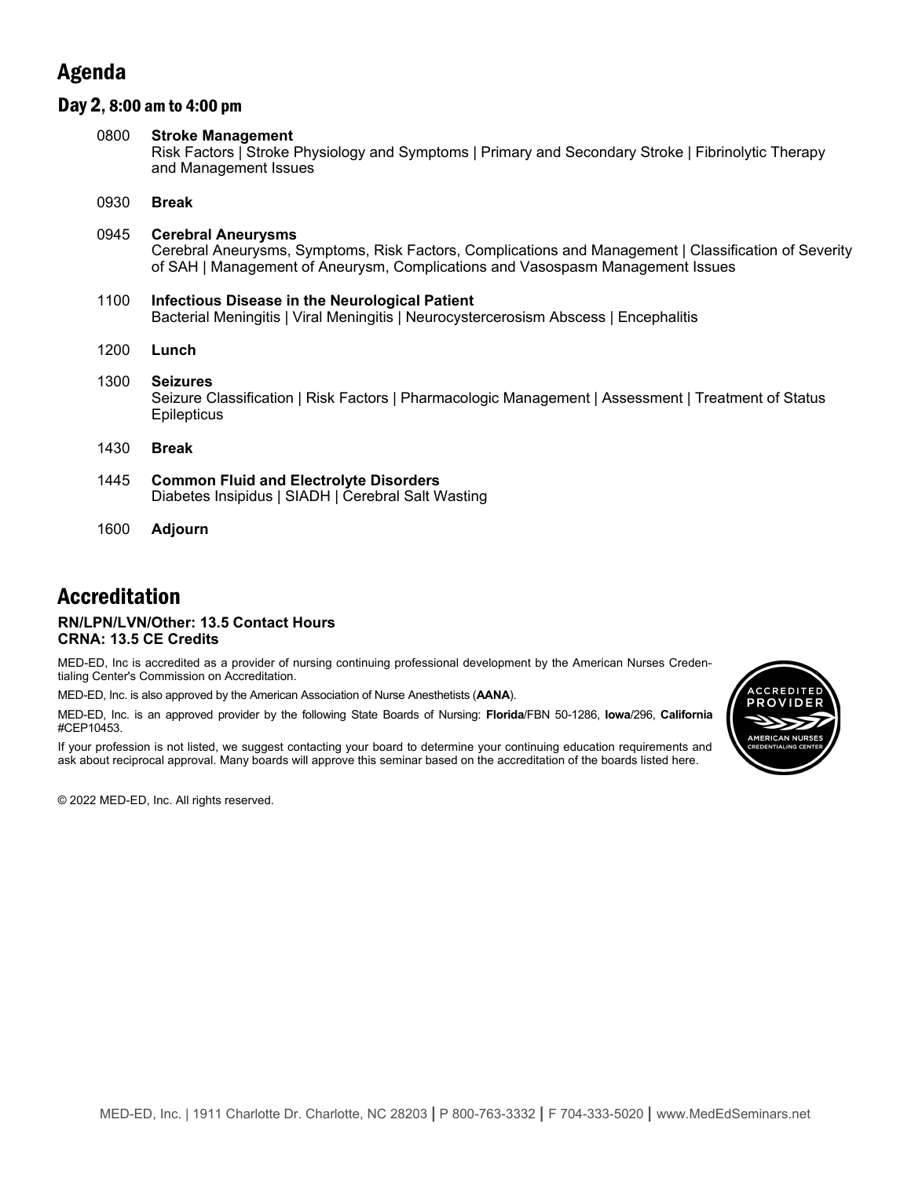## Agenda

### Day 2, 8:00 am to 4:00 pm

0800 **Stroke Management**
Risk Factors | Stroke Physiology and Symptoms | Primary and Secondary Stroke | Fibrinolytic Therapy and Management Issues

0930 **Break**

0945 **Cerebral Aneurysms**
Cerebral Aneurysms, Symptoms, Risk Factors, Complications and Management | Classification of Severity of SAH | Management of Aneurysm, Complications and Vasospasm Management Issues

1100 **Infectious Disease in the Neurological Patient**
Bacterial Meningitis | Viral Meningitis | Neurocystercerosism Abscess | Encephalitis

1200 **Lunch**

1300 **Seizures**
Seizure Classification | Risk Factors | Pharmacologic Management | Assessment | Treatment of Status Epilepticus

1430 **Break**

1445 **Common Fluid and Electrolyte Disorders**
Diabetes Insipidus | SIADH | Cerebral Salt Wasting

1600 **Adjourn**

## Accreditation

**RN/LPN/LVN/Other: 13.5 Contact Hours**
**CRNA: 13.5 CE Credits**

MED-ED, Inc is accredited as a provider of nursing continuing professional development by the American Nurses Credentialing Center's Commission on Accreditation.

MED-ED, Inc. is also approved by the American Association of Nurse Anesthetists (**AANA**).

MED-ED, Inc. is an approved provider by the following State Boards of Nursing: **Florida**/FBN 50-1286, **Iowa**/296, **California** #CEP10453.

If your profession is not listed, we suggest contacting your board to determine your continuing education requirements and ask about reciprocal approval. Many boards will approve this seminar based on the accreditation of the boards listed here.

ACCREDITED PROVIDER
AMERICAN NURSES CREDENTIALING CENTER

© 2022 MED-ED, Inc. All rights reserved.

MED-ED, Inc. | 1911 Charlotte Dr. Charlotte, NC 28203 | P 800-763-3332 | F 704-333-5020 | www.MedEdSeminars.net